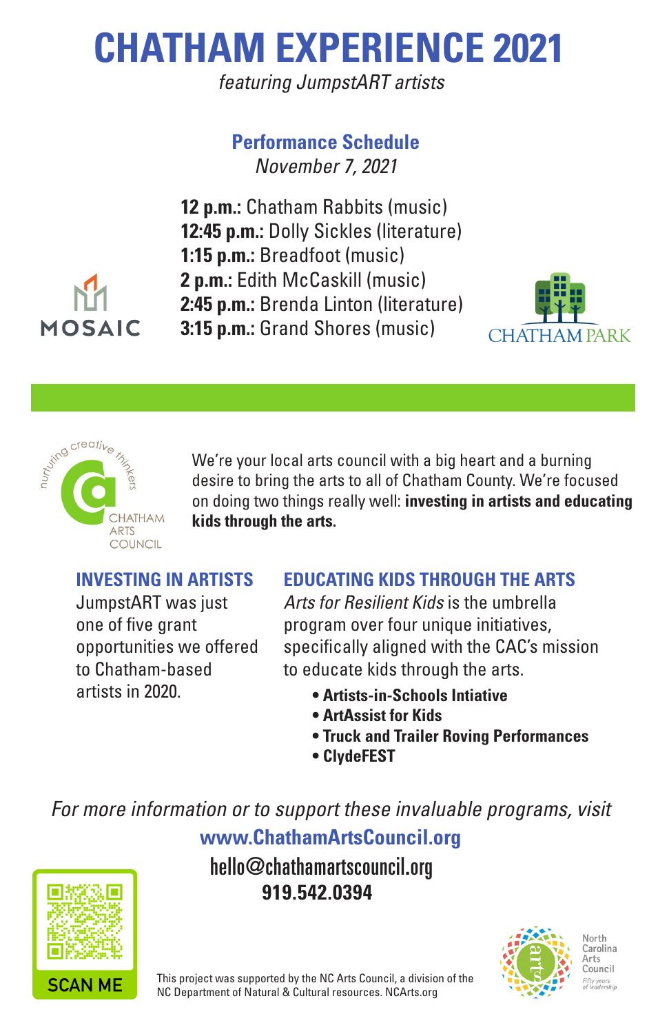# CHATHAM EXPERIENCE 2021

*featuring JumpstART artists*

## Performance Schedule

*November 7, 2021*

**12 p.m.:** Chatham Rabbits (music)
**12:45 p.m.:** Dolly Sickles (literature)
**1:15 p.m.:** Breadfoot (music)
**2 p.m.:** Edith McCaskill (music)
**2:45 p.m.:** Brenda Linton (literature)
**3:15 p.m.:** Grand Shores (music)

MOSAIC

CHATHAM PARK

nurturing creative thinkers
CHATHAM ARTS COUNCIL

We're your local arts council with a big heart and a burning desire to bring the arts to all of Chatham County. We're focused on doing two things really well: **investing in artists and educating kids through the arts.**

### INVESTING IN ARTISTS

JumpstART was just one of five grant opportunities we offered to Chatham-based artists in 2020.

### EDUCATING KIDS THROUGH THE ARTS

*Arts for Resilient Kids* is the umbrella program over four unique initiatives, specifically aligned with the CAC's mission to educate kids through the arts.

- **Artists-in-Schools Intiative**
- **ArtAssist for Kids**
- **Truck and Trailer Roving Performances**
- **ClydeFEST**

*For more information or to support these invaluable programs, visit*

**www.ChathamArtsCouncil.org**

hello@chathamartscouncil.org

**919.542.0394**

SCAN ME

This project was supported by the NC Arts Council, a division of the NC Department of Natural & Cultural resources. NCArts.org

North Carolina Arts Council
*Fifty years of leadership*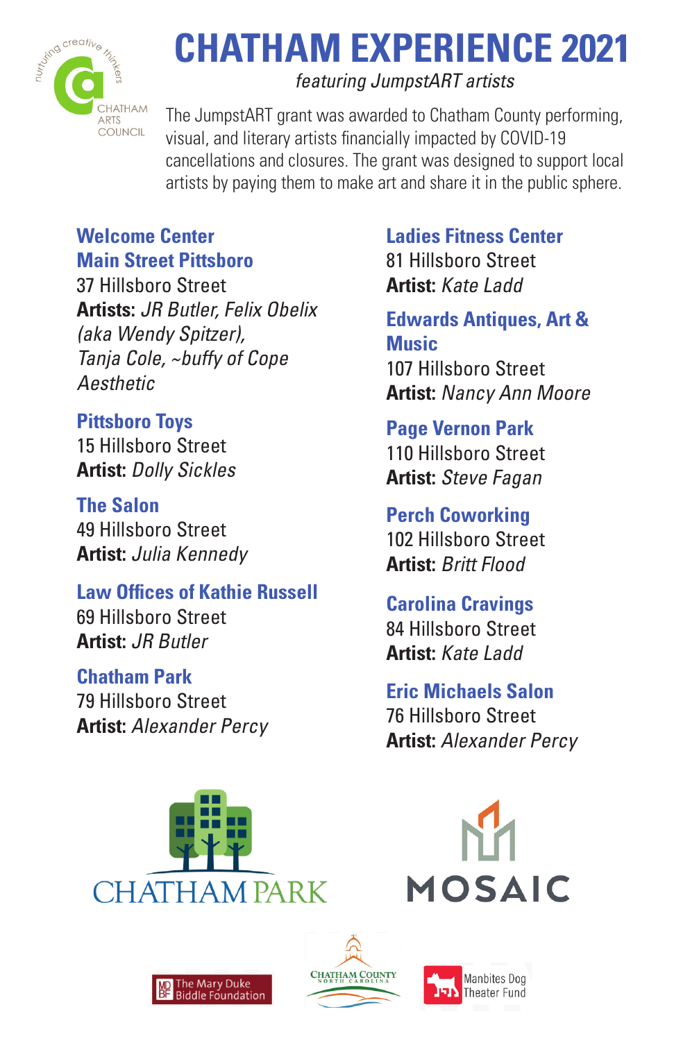# CHATHAM EXPERIENCE 2021

*featuring JumpstART artists*

The JumpstART grant was awarded to Chatham County performing, visual, and literary artists financially impacted by COVID-19 cancellations and closures. The grant was designed to support local artists by paying them to make art and share it in the public sphere.

### Welcome Center Main Street Pittsboro
37 Hillsboro Street
**Artists:** *JR Butler, Felix Obelix (aka Wendy Spitzer), Tanja Cole, ~buffy of Cope Aesthetic*

### Pittsboro Toys
15 Hillsboro Street
**Artist:** *Dolly Sickles*

### The Salon
49 Hillsboro Street
**Artist:** *Julia Kennedy*

### Law Offices of Kathie Russell
69 Hillsboro Street
**Artist:** *JR Butler*

### Chatham Park
79 Hillsboro Street
**Artist:** *Alexander Percy*

### Ladies Fitness Center
81 Hillsboro Street
**Artist:** *Kate Ladd*

### Edwards Antiques, Art & Music
107 Hillsboro Street
**Artist:** *Nancy Ann Moore*

### Page Vernon Park
110 Hillsboro Street
**Artist:** *Steve Fagan*

### Perch Coworking
102 Hillsboro Street
**Artist:** *Britt Flood*

### Carolina Cravings
84 Hillsboro Street
**Artist:** *Kate Ladd*

### Eric Michaels Salon
76 Hillsboro Street
**Artist:** *Alexander Percy*

CHATHAM PARK

MOSAIC

The Mary Duke Biddle Foundation

Chatham County North Carolina

Manbites Dog Theater Fund